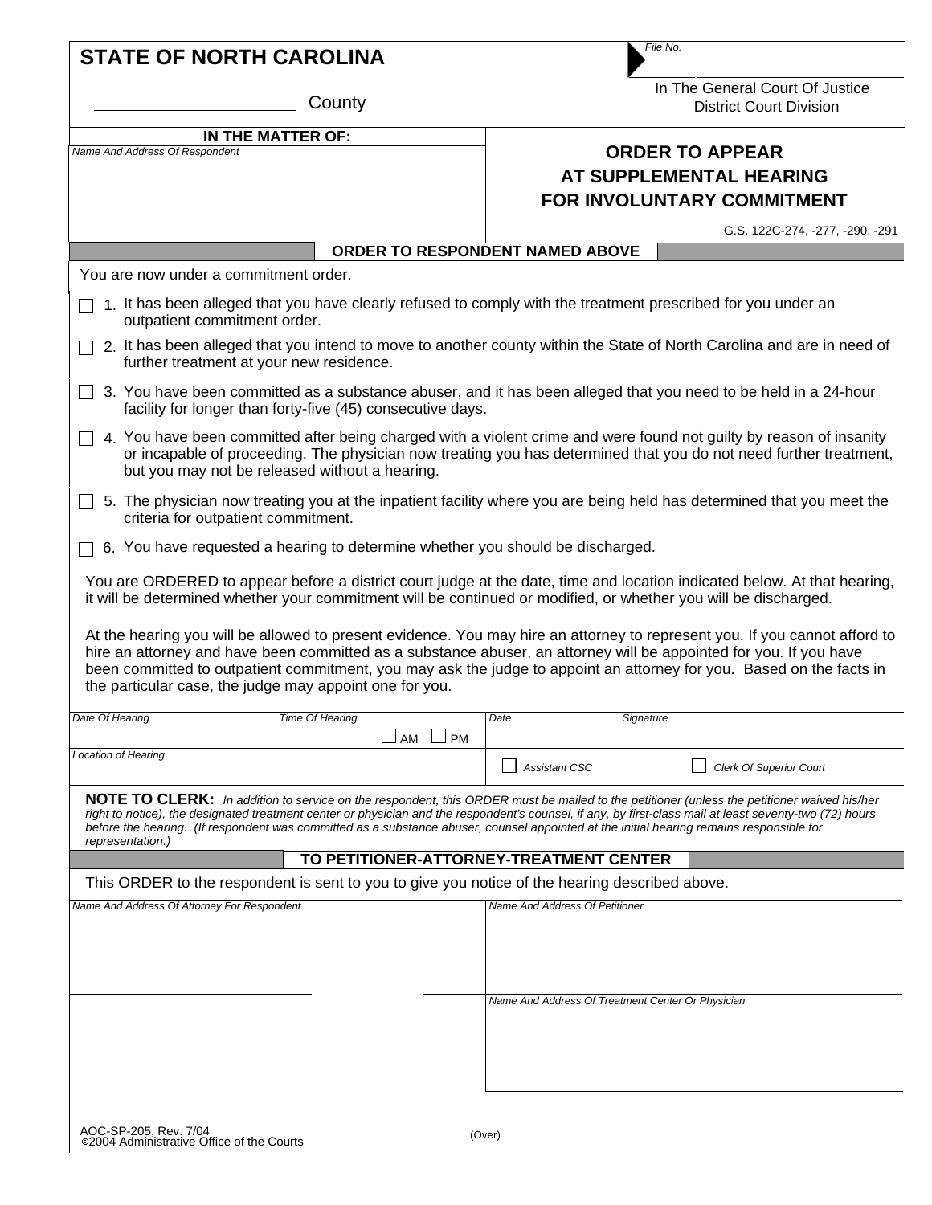**STATE OF NORTH CAROLINA**

_____________________ County

*File No.*

In The General Court Of Justice
District Court Division

**IN THE MATTER OF:**

*Name And Address Of Respondent*

# ORDER TO APPEAR AT SUPPLEMENTAL HEARING FOR INVOLUNTARY COMMITMENT

G.S. 122C-274, -277, -290, -291

## ORDER TO RESPONDENT NAMED ABOVE

You are now under a commitment order.

- ☐ 1. It has been alleged that you have clearly refused to comply with the treatment prescribed for you under an outpatient commitment order.
- ☐ 2. It has been alleged that you intend to move to another county within the State of North Carolina and are in need of further treatment at your new residence.
- ☐ 3. You have been committed as a substance abuser, and it has been alleged that you need to be held in a 24-hour facility for longer than forty-five (45) consecutive days.
- ☐ 4. You have been committed after being charged with a violent crime and were found not guilty by reason of insanity or incapable of proceeding. The physician now treating you has determined that you do not need further treatment, but you may not be released without a hearing.
- ☐ 5. The physician now treating you at the inpatient facility where you are being held has determined that you meet the criteria for outpatient commitment.
- ☐ 6. You have requested a hearing to determine whether you should be discharged.

You are ORDERED to appear before a district court judge at the date, time and location indicated below. At that hearing, it will be determined whether your commitment will be continued or modified, or whether you will be discharged.

At the hearing you will be allowed to present evidence. You may hire an attorney to represent you. If you cannot afford to hire an attorney and have been committed as a substance abuser, an attorney will be appointed for you. If you have been committed to outpatient commitment, you may ask the judge to appoint an attorney for you. Based on the facts in the particular case, the judge may appoint one for you.

| *Date Of Hearing* | *Time Of Hearing* ☐ AM ☐ PM | *Date* | *Signature* |
|---|---|---|---|
| *Location of Hearing* | | ☐ *Assistant CSC* | ☐ *Clerk Of Superior Court* |

**NOTE TO CLERK:** *In addition to service on the respondent, this ORDER must be mailed to the petitioner (unless the petitioner waived his/her right to notice), the designated treatment center or physician and the respondent's counsel, if any, by first-class mail at least seventy-two (72) hours before the hearing. (If respondent was committed as a substance abuser, counsel appointed at the initial hearing remains responsible for representation.)*

## TO PETITIONER-ATTORNEY-TREATMENT CENTER

This ORDER to the respondent is sent to you to give you notice of the hearing described above.

| *Name And Address Of Attorney For Respondent* | *Name And Address Of Petitioner* |
|---|---|
| | *Name And Address Of Treatment Center Or Physician* |

AOC-SP-205, Rev. 7/04
©2004 Administrative Office of the Courts

(Over)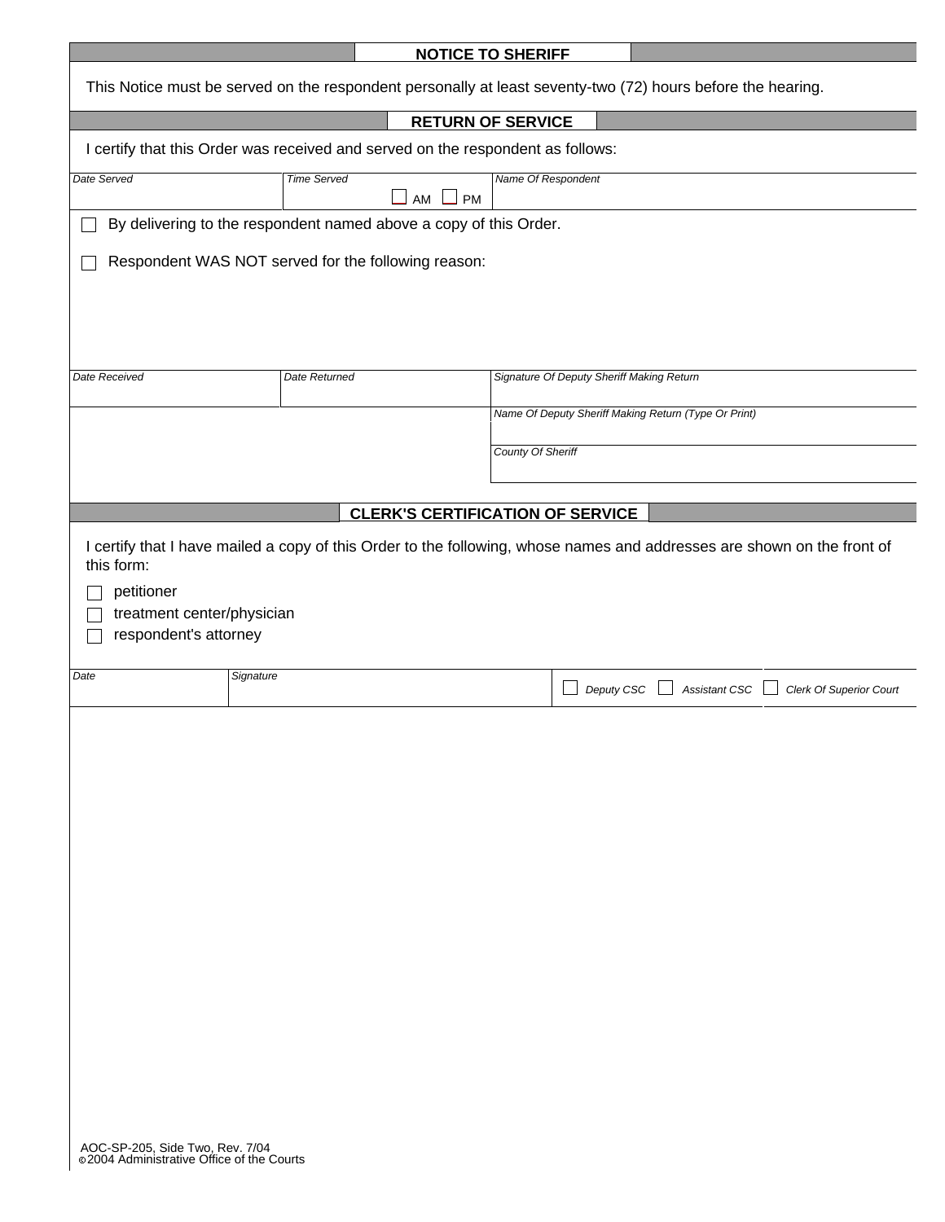## NOTICE TO SHERIFF

This Notice must be served on the respondent personally at least seventy-two (72) hours before the hearing.

## RETURN OF SERVICE

I certify that this Order was received and served on the respondent as follows:

| *Date Served* | *Time Served* | *Name Of Respondent* |
|---|---|---|
| | ☐ AM ☐ PM | |

☐ By delivering to the respondent named above a copy of this Order.

☐ Respondent WAS NOT served for the following reason:

| *Date Received* | *Date Returned* | *Signature Of Deputy Sheriff Making Return* |
|---|---|---|
| | | |
| | | *Name Of Deputy Sheriff Making Return (Type Or Print)* |
| | | *County Of Sheriff* |

## CLERK'S CERTIFICATION OF SERVICE

I certify that I have mailed a copy of this Order to the following, whose names and addresses are shown on the front of this form:

☐ petitioner
☐ treatment center/physician
☐ respondent's attorney

| *Date* | *Signature* | |
|---|---|---|
| | | ☐ *Deputy CSC* ☐ *Assistant CSC* ☐ *Clerk Of Superior Court* |

AOC-SP-205, Side Two, Rev. 7/04
© 2004 Administrative Office of the Courts